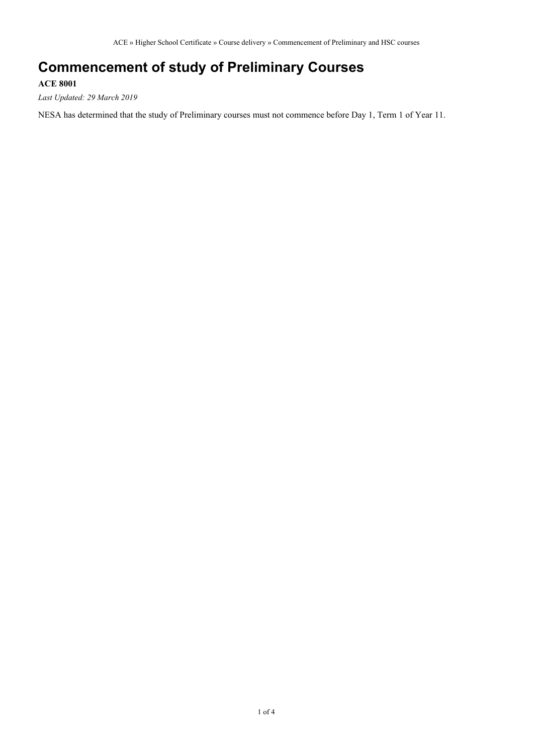# Commencement of study of Preliminary Courses

**ACE 8001**

*Last Updated: 29 March 2019*

NESA has determined that the study of Preliminary courses must not commence before Day 1, Term 1 of Year 11.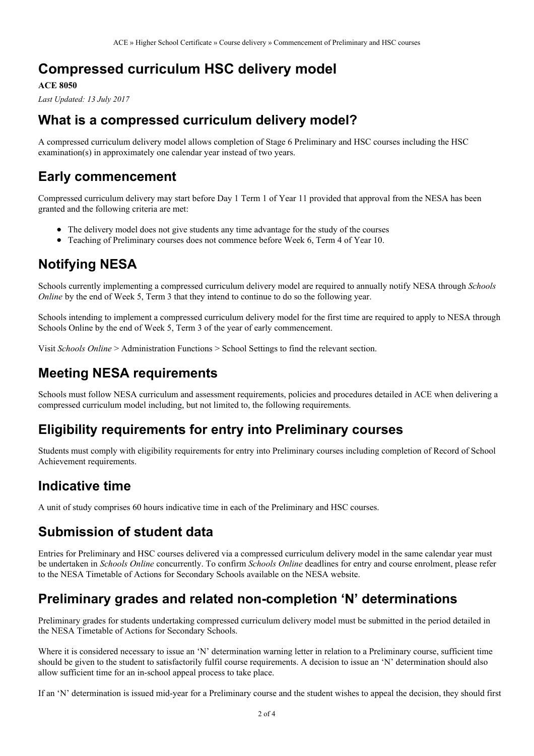# Compressed curriculum HSC delivery model

**ACE 8050**

*Last Updated: 13 July 2017*

## What is a compressed curriculum delivery model?

A compressed curriculum delivery model allows completion of Stage 6 Preliminary and HSC courses including the HSC examination(s) in approximately one calendar year instead of two years.

## Early commencement

Compressed curriculum delivery may start before Day 1 Term 1 of Year 11 provided that approval from the NESA has been granted and the following criteria are met:

- The delivery model does not give students any time advantage for the study of the courses
- Teaching of Preliminary courses does not commence before Week 6, Term 4 of Year 10.

## Notifying NESA

Schools currently implementing a compressed curriculum delivery model are required to annually notify NESA through *Schools Online* by the end of Week 5, Term 3 that they intend to continue to do so the following year.

Schools intending to implement a compressed curriculum delivery model for the first time are required to apply to NESA through Schools Online by the end of Week 5, Term 3 of the year of early commencement.

Visit *Schools Online* > Administration Functions > School Settings to find the relevant section.

## Meeting NESA requirements

Schools must follow NESA curriculum and assessment requirements, policies and procedures detailed in ACE when delivering a compressed curriculum model including, but not limited to, the following requirements.

## Eligibility requirements for entry into Preliminary courses

Students must comply with eligibility requirements for entry into Preliminary courses including completion of Record of School Achievement requirements.

## Indicative time

A unit of study comprises 60 hours indicative time in each of the Preliminary and HSC courses.

## Submission of student data

Entries for Preliminary and HSC courses delivered via a compressed curriculum delivery model in the same calendar year must be undertaken in *Schools Online* concurrently. To confirm *Schools Online* deadlines for entry and course enrolment, please refer to the NESA Timetable of Actions for Secondary Schools available on the NESA website.

## Preliminary grades and related non-completion 'N' determinations

Preliminary grades for students undertaking compressed curriculum delivery model must be submitted in the period detailed in the NESA Timetable of Actions for Secondary Schools.

Where it is considered necessary to issue an 'N' determination warning letter in relation to a Preliminary course, sufficient time should be given to the student to satisfactorily fulfil course requirements. A decision to issue an 'N' determination should also allow sufficient time for an in-school appeal process to take place.

If an 'N' determination is issued mid-year for a Preliminary course and the student wishes to appeal the decision, they should first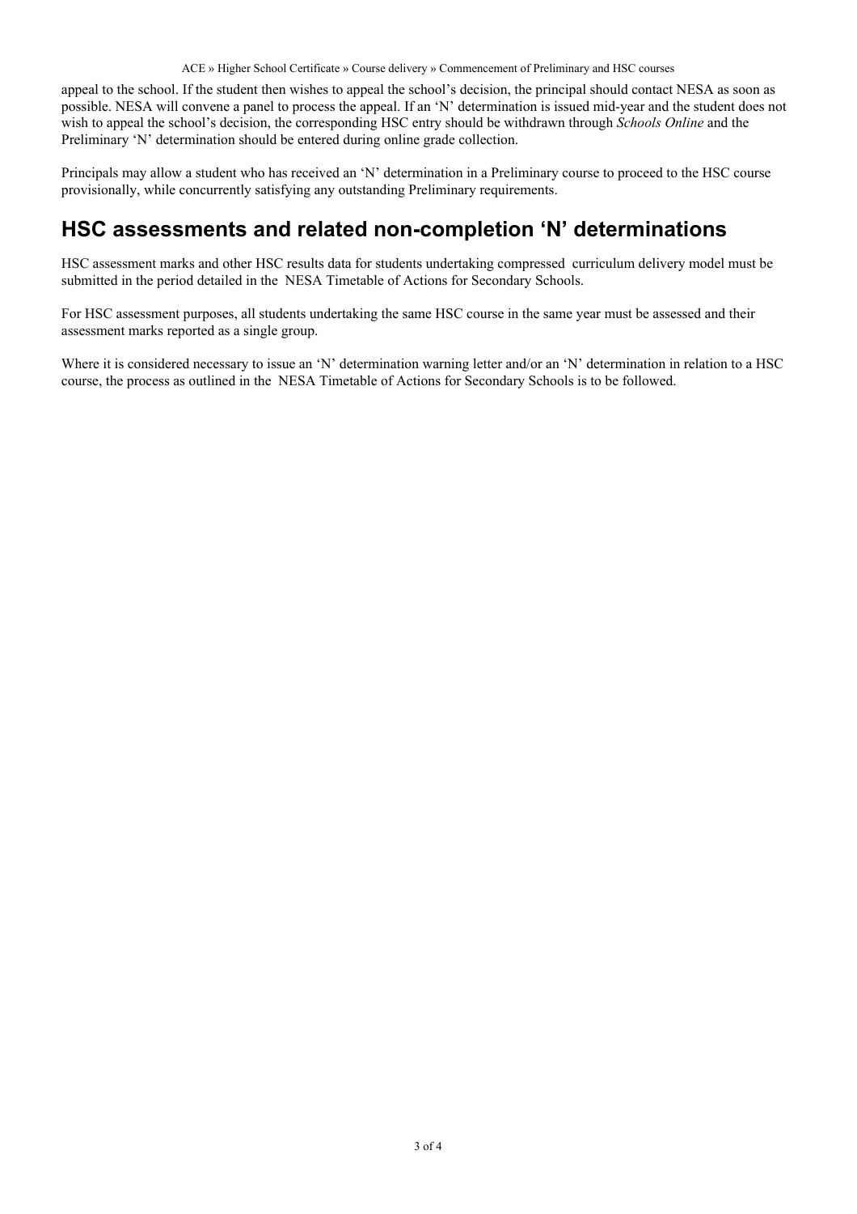appeal to the school. If the student then wishes to appeal the school's decision, the principal should contact NESA as soon as possible. NESA will convene a panel to process the appeal. If an 'N' determination is issued mid-year and the student does not wish to appeal the school's decision, the corresponding HSC entry should be withdrawn through *Schools Online* and the Preliminary 'N' determination should be entered during online grade collection.

Principals may allow a student who has received an 'N' determination in a Preliminary course to proceed to the HSC course provisionally, while concurrently satisfying any outstanding Preliminary requirements.

## HSC assessments and related non-completion 'N' determinations

HSC assessment marks and other HSC results data for students undertaking compressed curriculum delivery model must be submitted in the period detailed in the NESA Timetable of Actions for Secondary Schools.

For HSC assessment purposes, all students undertaking the same HSC course in the same year must be assessed and their assessment marks reported as a single group.

Where it is considered necessary to issue an 'N' determination warning letter and/or an 'N' determination in relation to a HSC course, the process as outlined in the NESA Timetable of Actions for Secondary Schools is to be followed.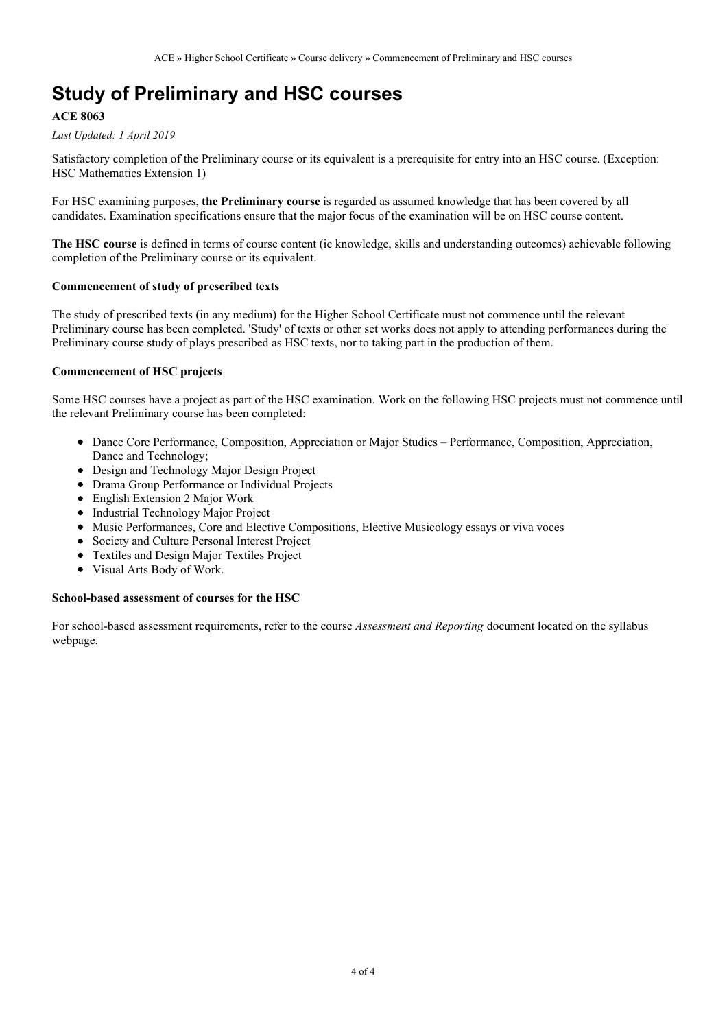# Study of Preliminary and HSC courses

**ACE 8063**

*Last Updated: 1 April 2019*

Satisfactory completion of the Preliminary course or its equivalent is a prerequisite for entry into an HSC course. (Exception: HSC Mathematics Extension 1)

For HSC examining purposes, **the Preliminary course** is regarded as assumed knowledge that has been covered by all candidates. Examination specifications ensure that the major focus of the examination will be on HSC course content.

**The HSC course** is defined in terms of course content (ie knowledge, skills and understanding outcomes) achievable following completion of the Preliminary course or its equivalent.

### Commencement of study of prescribed texts

The study of prescribed texts (in any medium) for the Higher School Certificate must not commence until the relevant Preliminary course has been completed. 'Study' of texts or other set works does not apply to attending performances during the Preliminary course study of plays prescribed as HSC texts, nor to taking part in the production of them.

### Commencement of HSC projects

Some HSC courses have a project as part of the HSC examination. Work on the following HSC projects must not commence until the relevant Preliminary course has been completed:

- Dance Core Performance, Composition, Appreciation or Major Studies – Performance, Composition, Appreciation, Dance and Technology;
- Design and Technology Major Design Project
- Drama Group Performance or Individual Projects
- English Extension 2 Major Work
- Industrial Technology Major Project
- Music Performances, Core and Elective Compositions, Elective Musicology essays or viva voces
- Society and Culture Personal Interest Project
- Textiles and Design Major Textiles Project
- Visual Arts Body of Work.

### School-based assessment of courses for the HSC

For school-based assessment requirements, refer to the course *Assessment and Reporting* document located on the syllabus webpage.